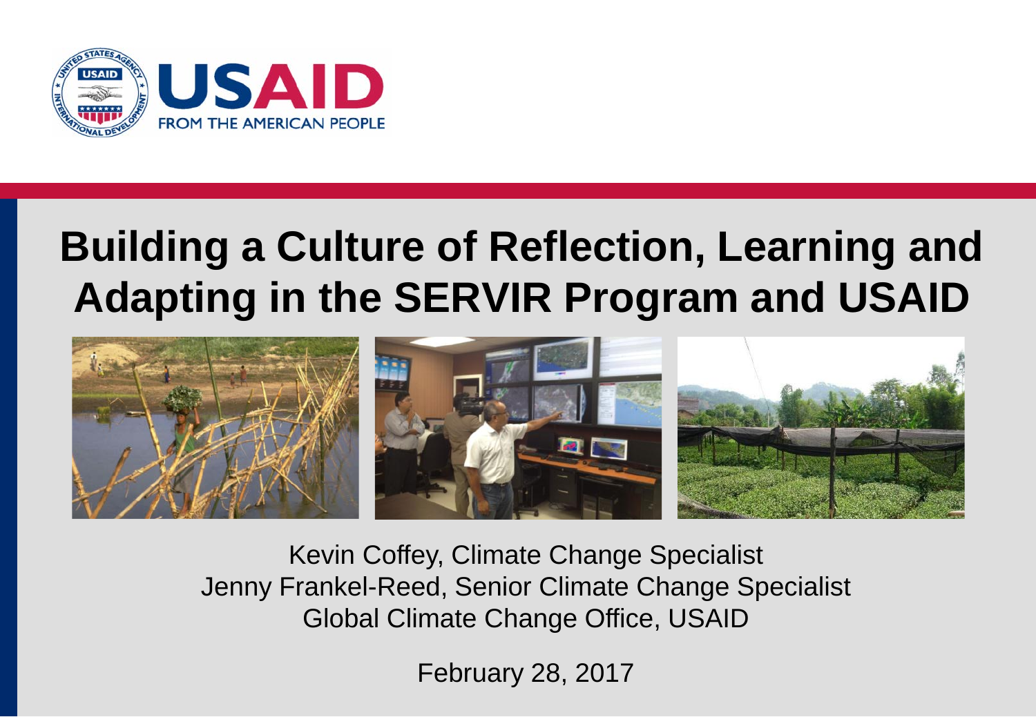USAID
FROM THE AMERICAN PEOPLE

# Building a Culture of Reflection, Learning and Adapting in the SERVIR Program and USAID

Kevin Coffey, Climate Change Specialist
Jenny Frankel-Reed, Senior Climate Change Specialist
Global Climate Change Office, USAID

February 28, 2017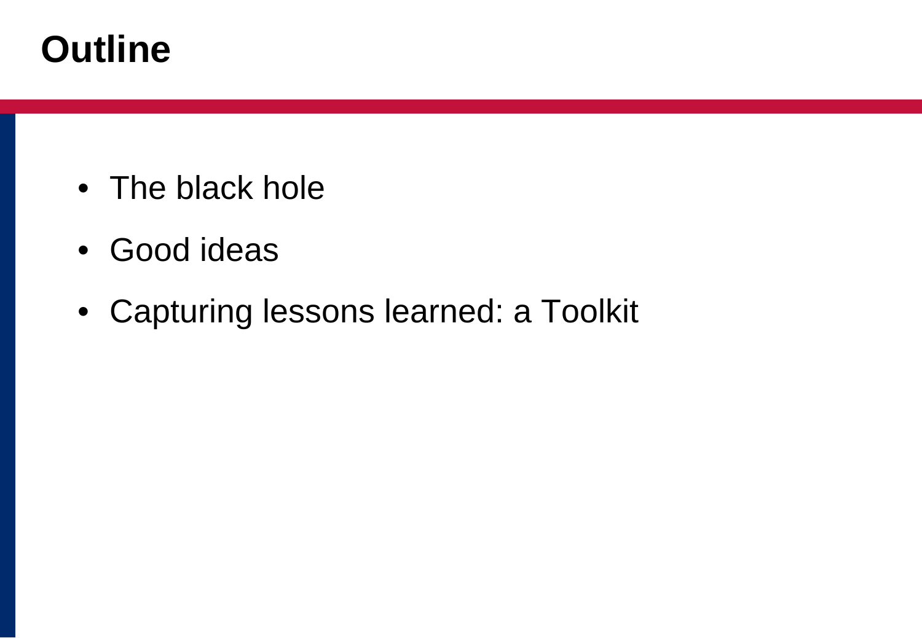# Outline

- The black hole
- Good ideas
- Capturing lessons learned: a Toolkit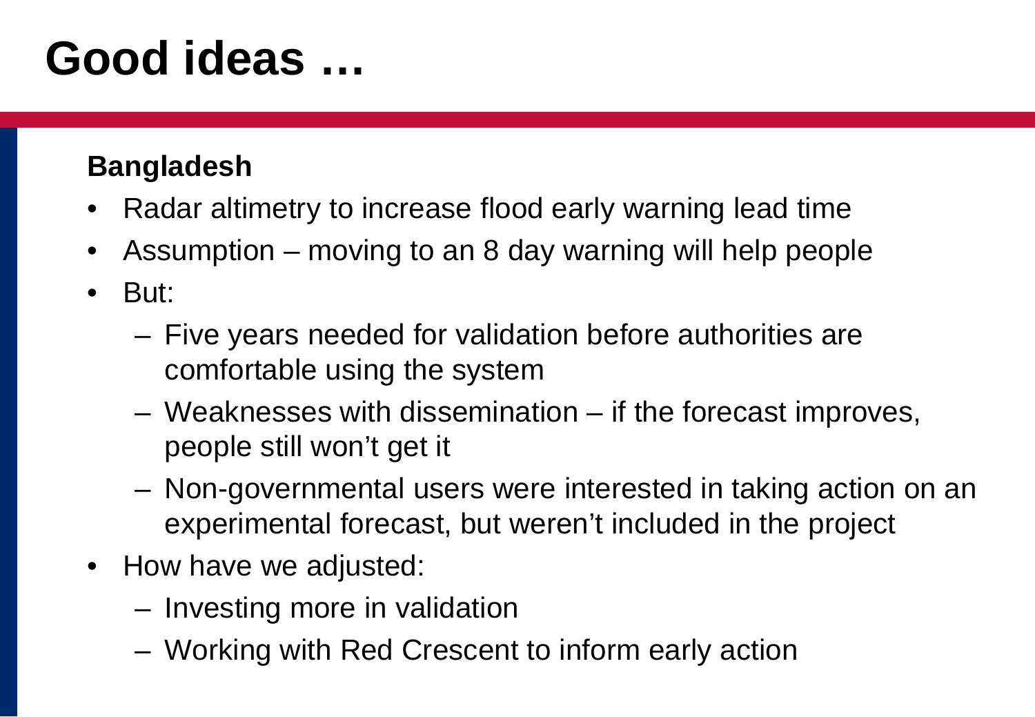# Good ideas …

**Bangladesh**

- Radar altimetry to increase flood early warning lead time
- Assumption – moving to an 8 day warning will help people
- But:
  - Five years needed for validation before authorities are comfortable using the system
  - Weaknesses with dissemination – if the forecast improves, people still won't get it
  - Non-governmental users were interested in taking action on an experimental forecast, but weren't included in the project
- How have we adjusted:
  - Investing more in validation
  - Working with Red Crescent to inform early action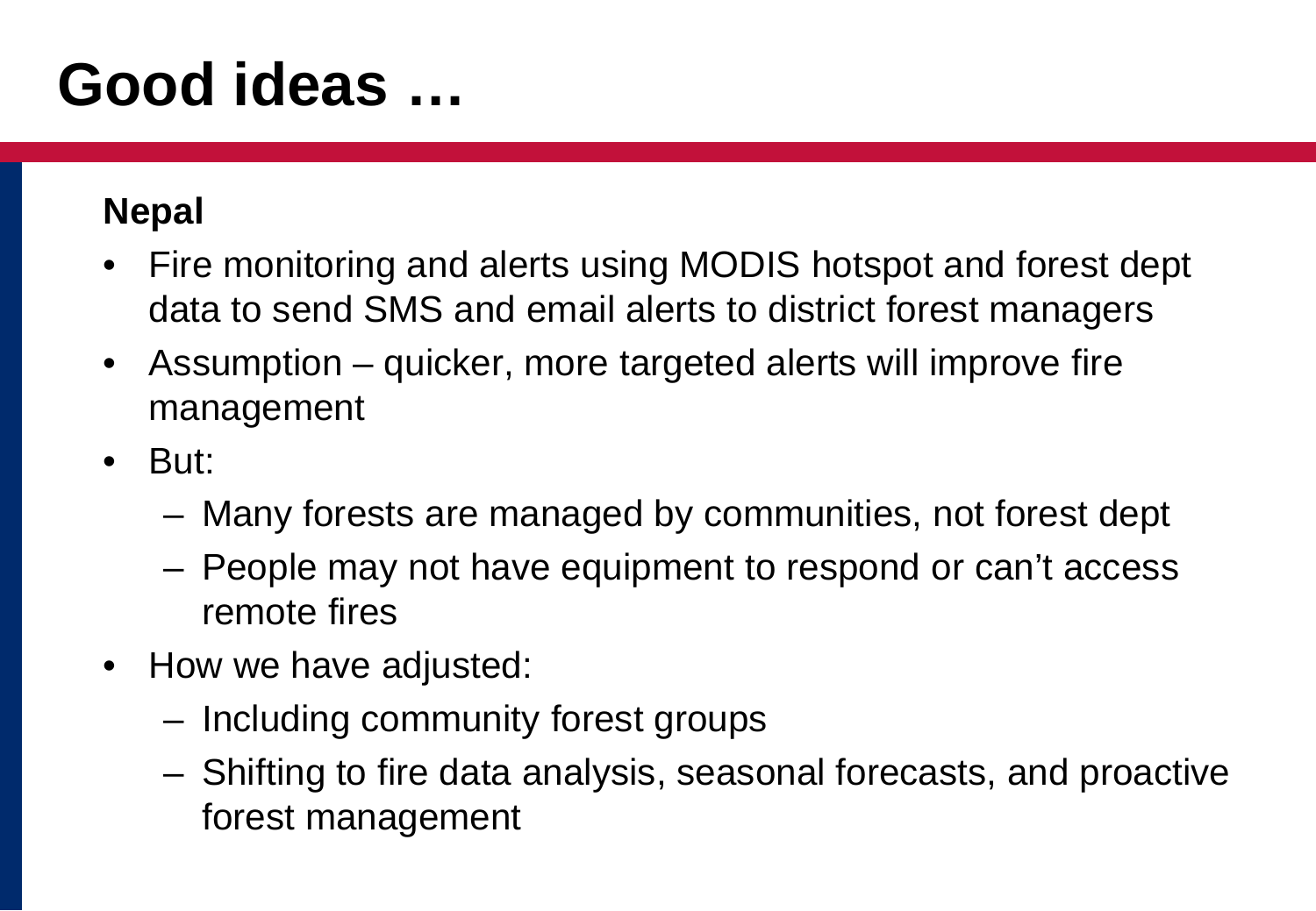# Good ideas …

**Nepal**

- Fire monitoring and alerts using MODIS hotspot and forest dept data to send SMS and email alerts to district forest managers
- Assumption – quicker, more targeted alerts will improve fire management
- But:
  - Many forests are managed by communities, not forest dept
  - People may not have equipment to respond or can't access remote fires
- How we have adjusted:
  - Including community forest groups
  - Shifting to fire data analysis, seasonal forecasts, and proactive forest management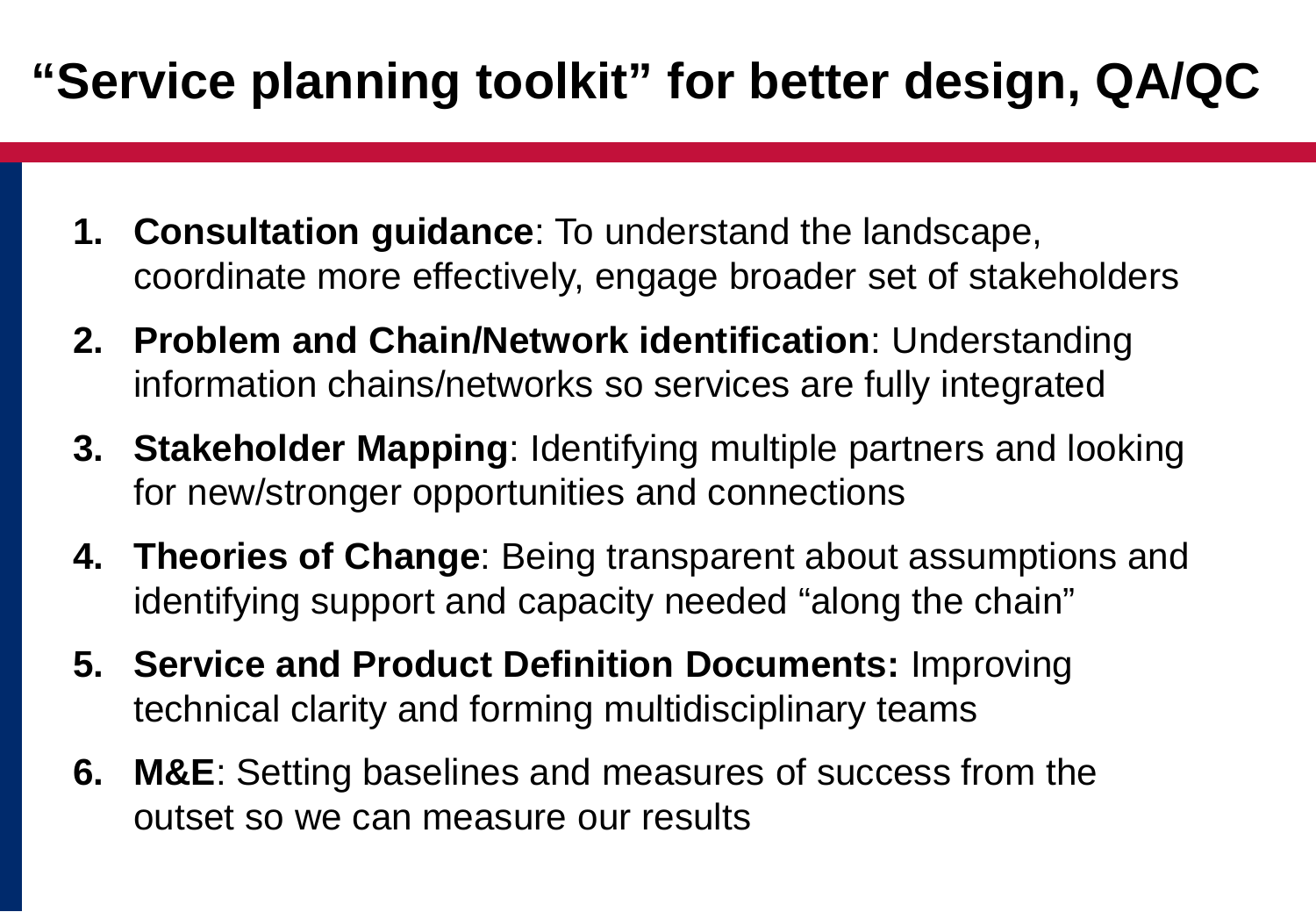# "Service planning toolkit" for better design, QA/QC

1. **Consultation guidance**: To understand the landscape, coordinate more effectively, engage broader set of stakeholders
2. **Problem and Chain/Network identification**: Understanding information chains/networks so services are fully integrated
3. **Stakeholder Mapping**: Identifying multiple partners and looking for new/stronger opportunities and connections
4. **Theories of Change**: Being transparent about assumptions and identifying support and capacity needed "along the chain"
5. **Service and Product Definition Documents:** Improving technical clarity and forming multidisciplinary teams
6. **M&E**: Setting baselines and measures of success from the outset so we can measure our results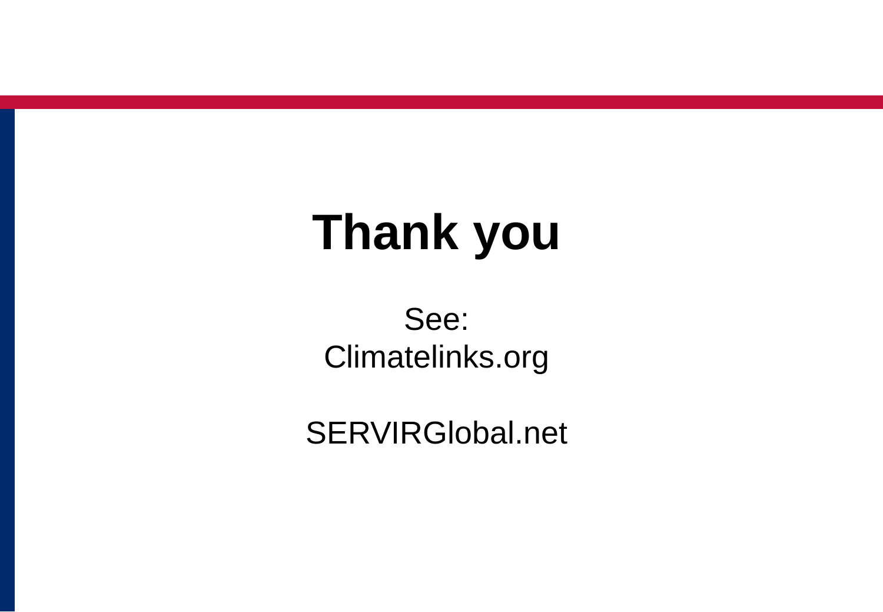# Thank you

See:
Climatelinks.org

SERVIRGlobal.net